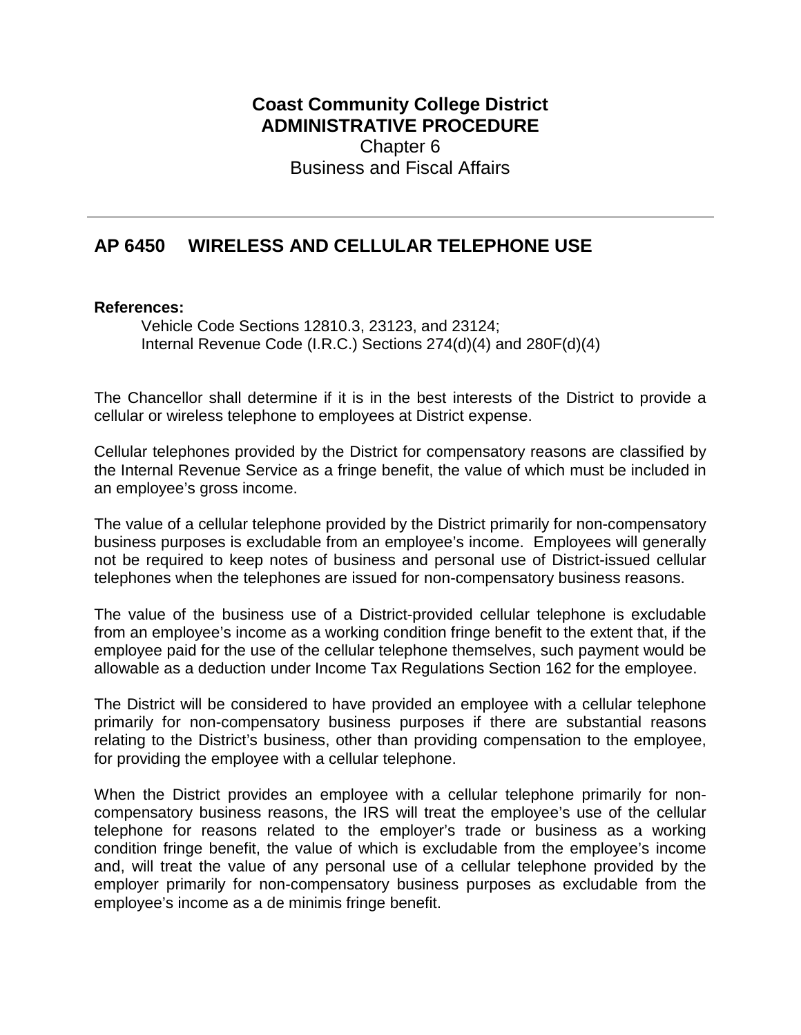**Coast Community College District**
**ADMINISTRATIVE PROCEDURE**
Chapter 6
Business and Fiscal Affairs

---

## AP 6450 WIRELESS AND CELLULAR TELEPHONE USE

**References:**

Vehicle Code Sections 12810.3, 23123, and 23124;
Internal Revenue Code (I.R.C.) Sections 274(d)(4) and 280F(d)(4)

The Chancellor shall determine if it is in the best interests of the District to provide a cellular or wireless telephone to employees at District expense.

Cellular telephones provided by the District for compensatory reasons are classified by the Internal Revenue Service as a fringe benefit, the value of which must be included in an employee's gross income.

The value of a cellular telephone provided by the District primarily for non-compensatory business purposes is excludable from an employee's income. Employees will generally not be required to keep notes of business and personal use of District-issued cellular telephones when the telephones are issued for non-compensatory business reasons.

The value of the business use of a District-provided cellular telephone is excludable from an employee's income as a working condition fringe benefit to the extent that, if the employee paid for the use of the cellular telephone themselves, such payment would be allowable as a deduction under Income Tax Regulations Section 162 for the employee.

The District will be considered to have provided an employee with a cellular telephone primarily for non-compensatory business purposes if there are substantial reasons relating to the District's business, other than providing compensation to the employee, for providing the employee with a cellular telephone.

When the District provides an employee with a cellular telephone primarily for non-compensatory business reasons, the IRS will treat the employee's use of the cellular telephone for reasons related to the employer's trade or business as a working condition fringe benefit, the value of which is excludable from the employee's income and, will treat the value of any personal use of a cellular telephone provided by the employer primarily for non-compensatory business purposes as excludable from the employee's income as a de minimis fringe benefit.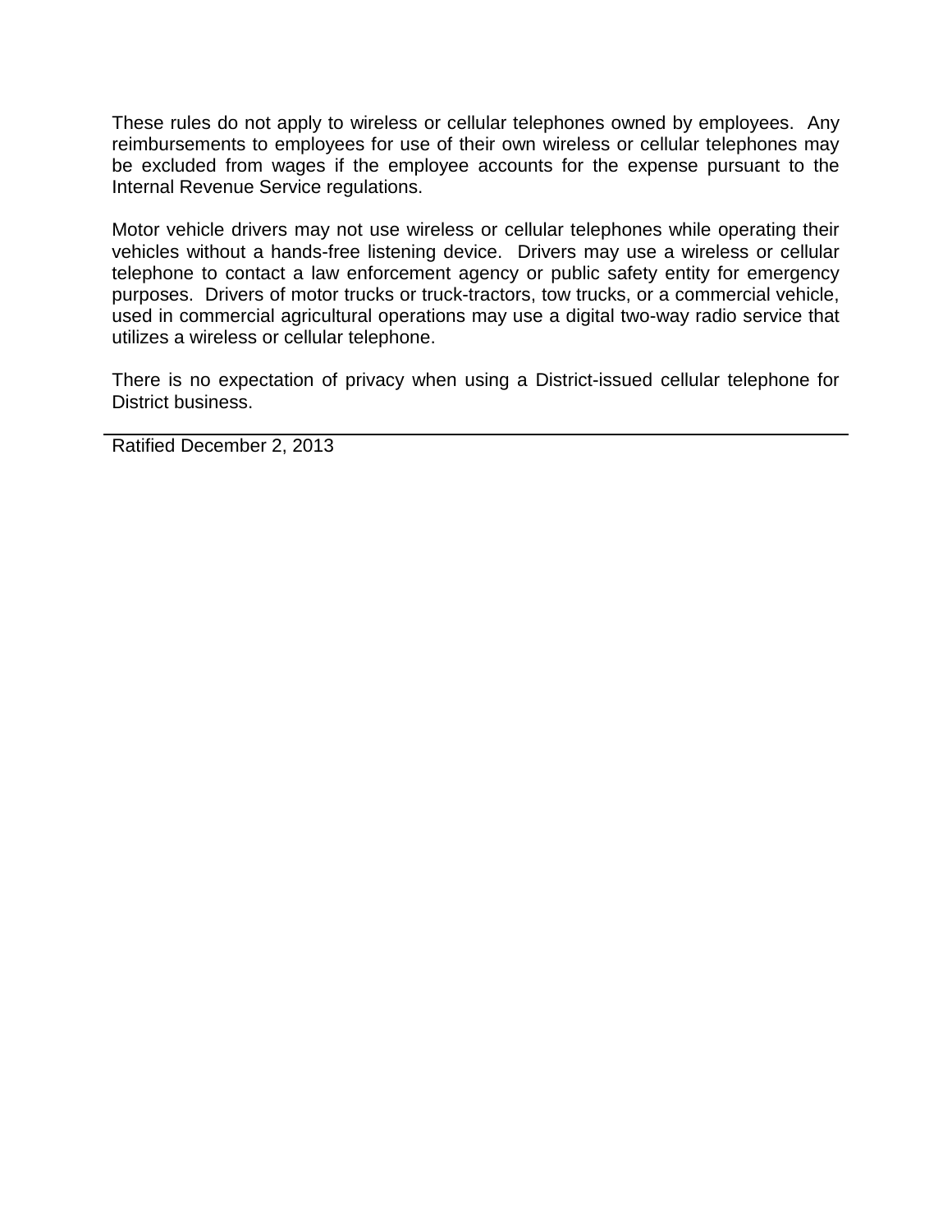These rules do not apply to wireless or cellular telephones owned by employees. Any reimbursements to employees for use of their own wireless or cellular telephones may be excluded from wages if the employee accounts for the expense pursuant to the Internal Revenue Service regulations.

Motor vehicle drivers may not use wireless or cellular telephones while operating their vehicles without a hands-free listening device. Drivers may use a wireless or cellular telephone to contact a law enforcement agency or public safety entity for emergency purposes. Drivers of motor trucks or truck-tractors, tow trucks, or a commercial vehicle, used in commercial agricultural operations may use a digital two-way radio service that utilizes a wireless or cellular telephone.

There is no expectation of privacy when using a District-issued cellular telephone for District business.

---

Ratified December 2, 2013